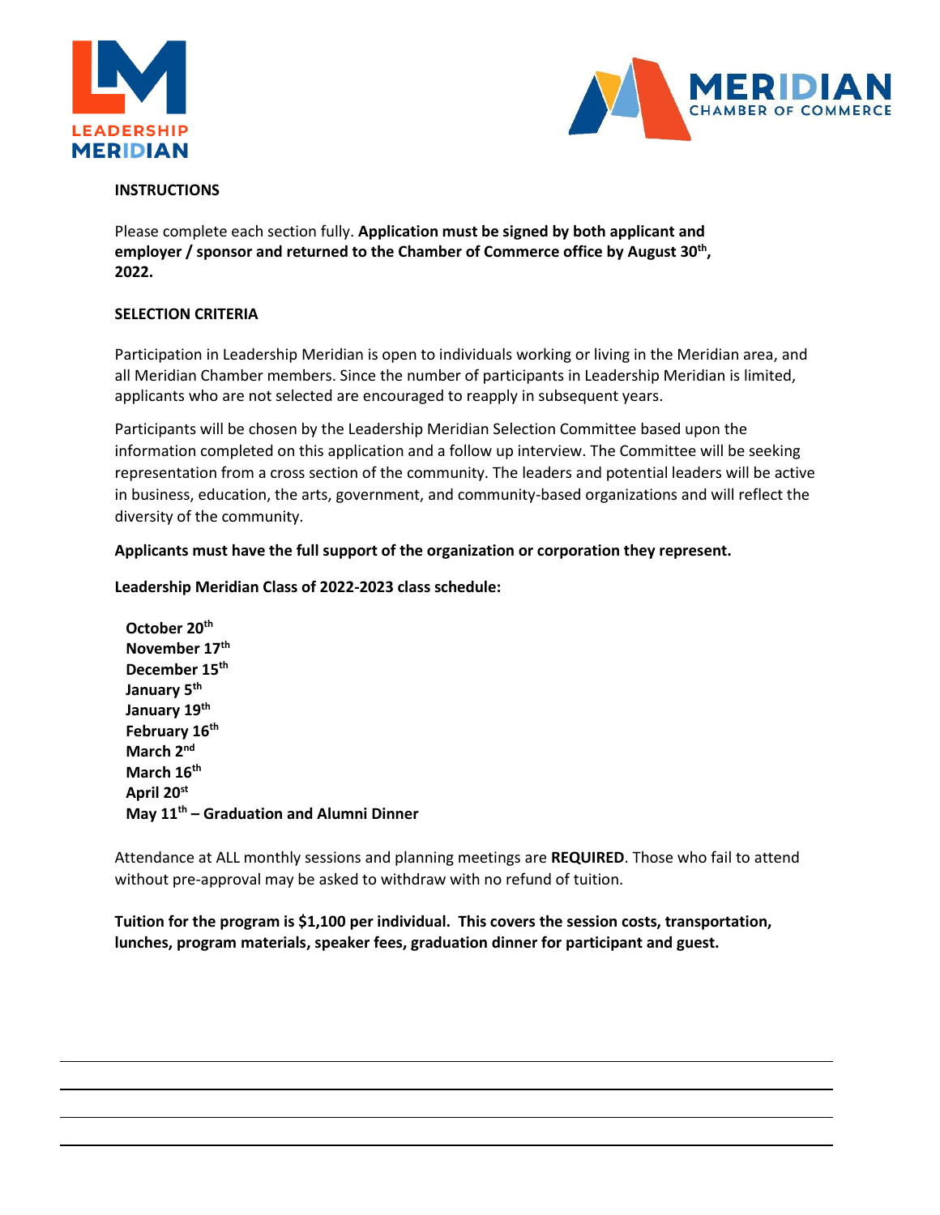LEADERSHIP MERIDIAN

MERIDIAN CHAMBER OF COMMERCE

**INSTRUCTIONS**

Please complete each section fully. **Application must be signed by both applicant and employer / sponsor and returned to the Chamber of Commerce office by August 30th, 2022.**

**SELECTION CRITERIA**

Participation in Leadership Meridian is open to individuals working or living in the Meridian area, and all Meridian Chamber members. Since the number of participants in Leadership Meridian is limited, applicants who are not selected are encouraged to reapply in subsequent years.

Participants will be chosen by the Leadership Meridian Selection Committee based upon the information completed on this application and a follow up interview. The Committee will be seeking representation from a cross section of the community. The leaders and potential leaders will be active in business, education, the arts, government, and community-based organizations and will reflect the diversity of the community.

**Applicants must have the full support of the organization or corporation they represent.**

**Leadership Meridian Class of 2022-2023 class schedule:**

**October 20th**
**November 17th**
**December 15th**
**January 5th**
**January 19th**
**February 16th**
**March 2nd**
**March 16th**
**April 20st**
**May 11th – Graduation and Alumni Dinner**

Attendance at ALL monthly sessions and planning meetings are **REQUIRED**. Those who fail to attend without pre-approval may be asked to withdraw with no refund of tuition.

**Tuition for the program is $1,100 per individual. This covers the session costs, transportation, lunches, program materials, speaker fees, graduation dinner for participant and guest.**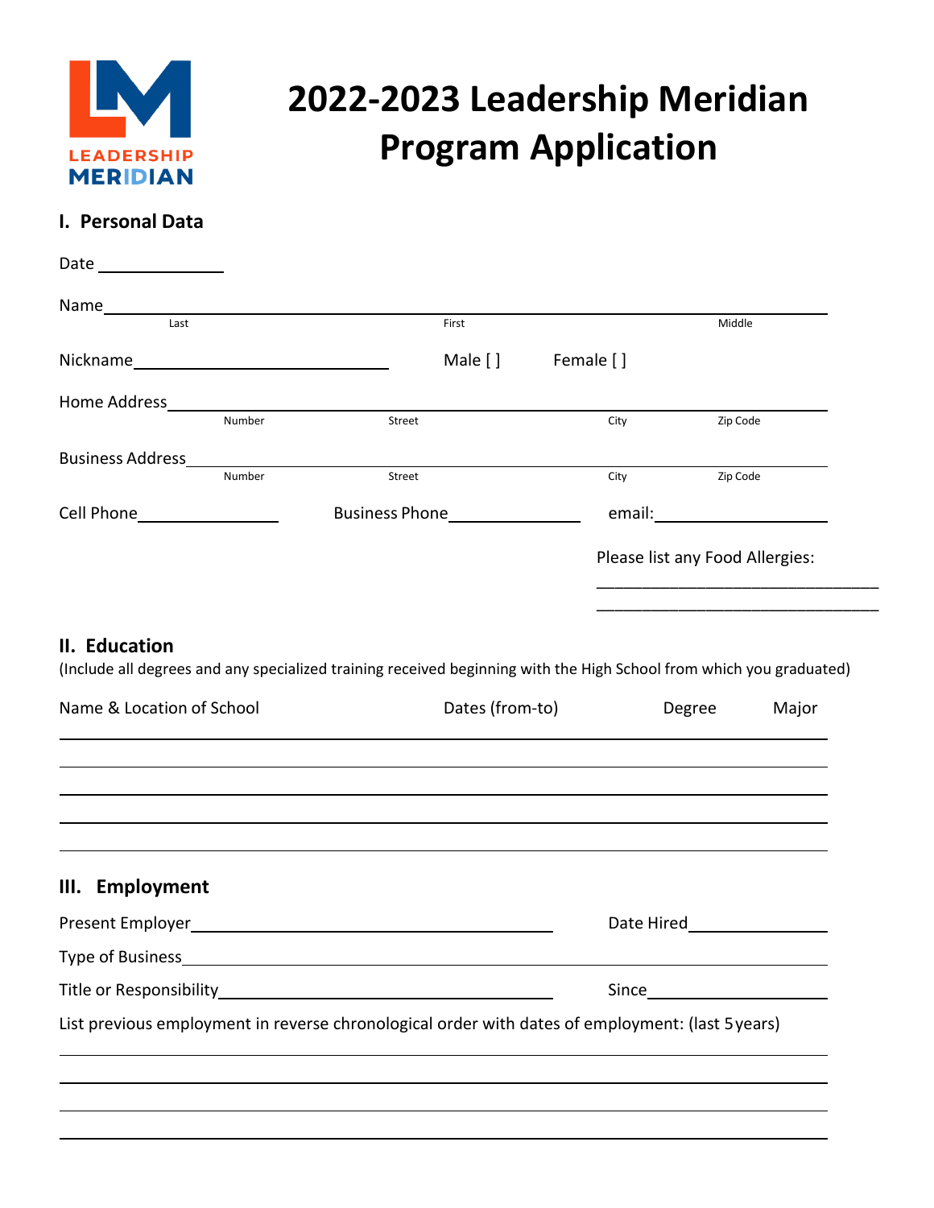# 2022-2023 Leadership Meridian Program Application

## I. Personal Data

Date ______________

Name ________________________________________________
Last First Middle

Nickname ____________________ Male [ ] Female [ ]

Home Address ________________________________________________
Number Street City Zip Code

Business Address ________________________________________________
Number Street City Zip Code

Cell Phone ______________ Business Phone ______________ email: ______________

Please list any Food Allergies:

______________________________

______________________________

## II. Education

(Include all degrees and any specialized training received beginning with the High School from which you graduated)

| Name & Location of School | Dates (from-to) | Degree | Major |
|---|---|---|---|
| | | | |
| | | | |
| | | | |
| | | | |
| | | | |

## III. Employment

Present Employer ______________________________ Date Hired ______________

Type of Business ________________________________________________

Title or Responsibility ______________________________ Since ______________

List previous employment in reverse chronological order with dates of employment: (last 5 years)

________________________________________________

________________________________________________

________________________________________________

________________________________________________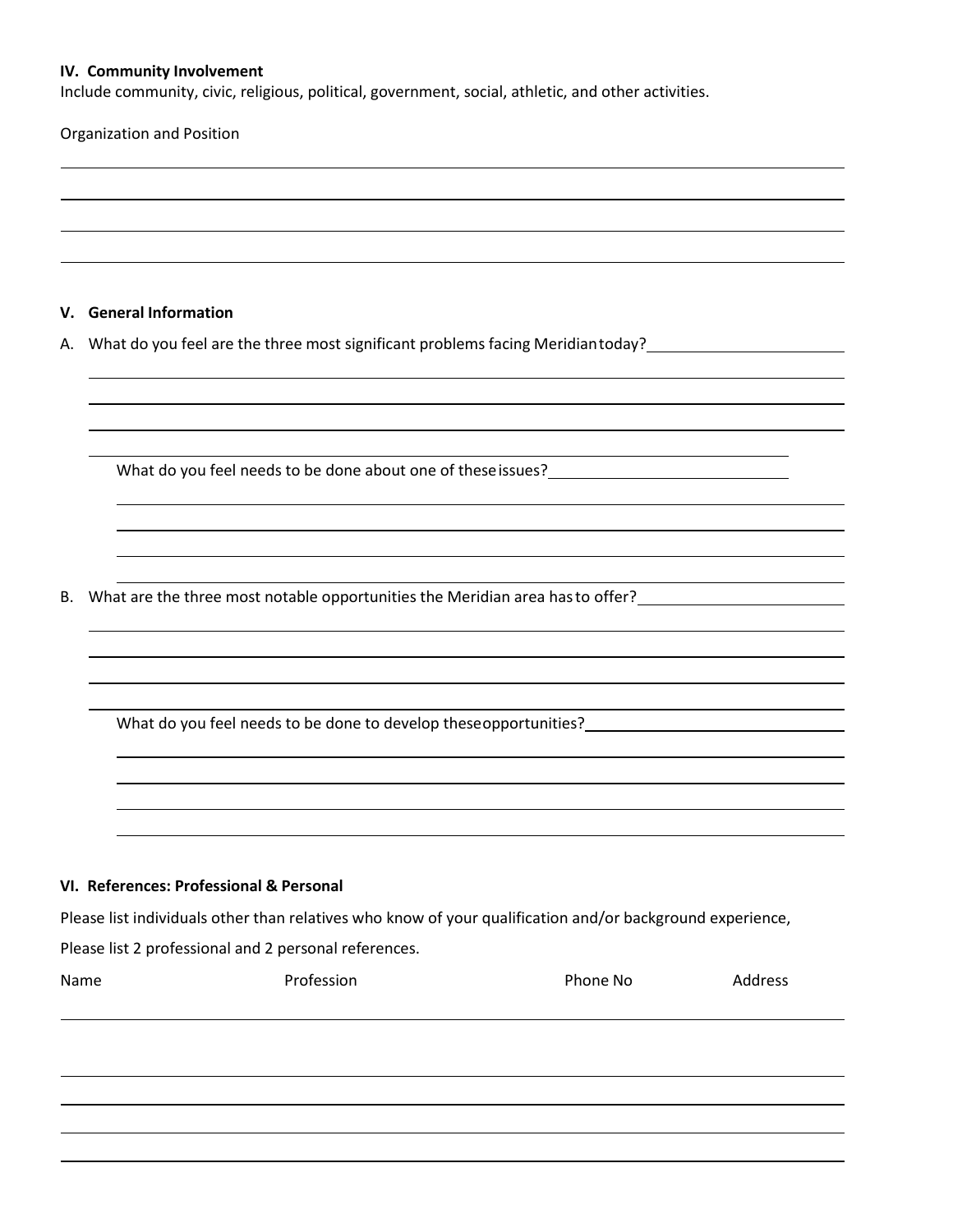**IV. Community Involvement**

Include community, civic, religious, political, government, social, athletic, and other activities.

Organization and Position

**V. General Information**

A. What do you feel are the three most significant problems facing Meridian today?

What do you feel needs to be done about one of these issues?

B. What are the three most notable opportunities the Meridian area has to offer?

What do you feel needs to be done to develop these opportunities?

**VI. References: Professional & Personal**

Please list individuals other than relatives who know of your qualification and/or background experience,

Please list 2 professional and 2 personal references.

| Name | Profession | Phone No | Address |
|---|---|---|---|
| | | | |
| | | | |
| | | | |
| | | | |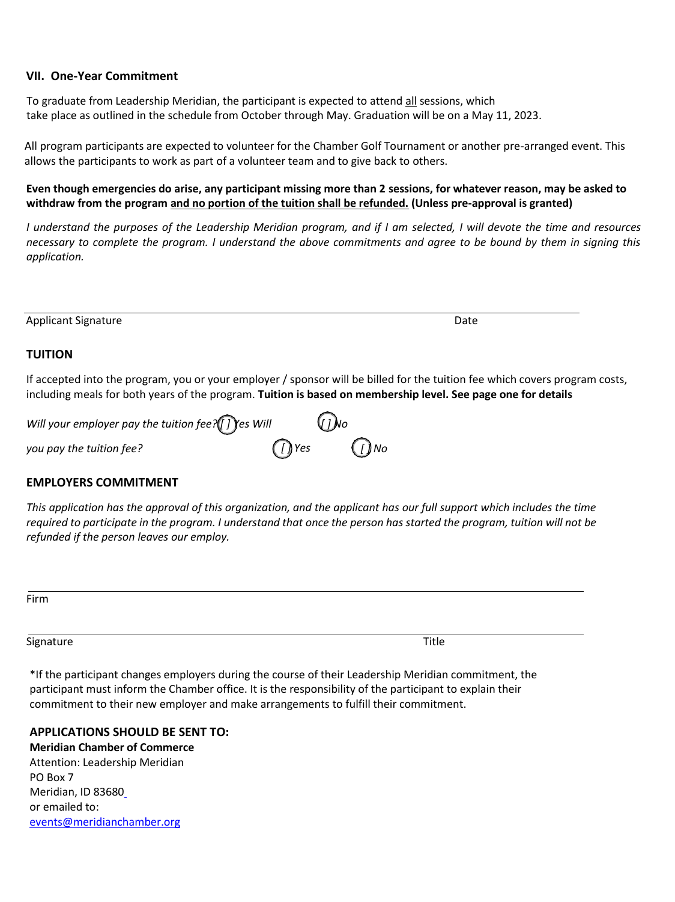### VII. One-Year Commitment

To graduate from Leadership Meridian, the participant is expected to attend <u>all</u> sessions, which take place as outlined in the schedule from October through May. Graduation will be on a May 11, 2023.

All program participants are expected to volunteer for the Chamber Golf Tournament or another pre-arranged event. This allows the participants to work as part of a volunteer team and to give back to others.

**Even though emergencies do arise, any participant missing more than 2 sessions, for whatever reason, may be asked to withdraw from the program <u>and no portion of the tuition shall be refunded.</u> (Unless pre-approval is granted)**

*I understand the purposes of the Leadership Meridian program, and if I am selected, I will devote the time and resources necessary to complete the program. I understand the above commitments and agree to be bound by them in signing this application.*

Applicant Signature Date

### TUITION

If accepted into the program, you or your employer / sponsor will be billed for the tuition fee which covers program costs, including meals for both years of the program. **Tuition is based on membership level. See page one for details**

*Will your employer pay the tuition fee?* [ ] *Yes* [ ] *No*

*Will you pay the tuition fee?* [ ] *Yes* [ ] *No*

### EMPLOYERS COMMITMENT

*This application has the approval of this organization, and the applicant has our full support which includes the time required to participate in the program. I understand that once the person has started the program, tuition will not be refunded if the person leaves our employ.*

Firm

Signature Title

*If the participant changes employers during the course of their Leadership Meridian commitment, the participant must inform the Chamber office. It is the responsibility of the participant to explain their commitment to their new employer and make arrangements to fulfill their commitment.

**APPLICATIONS SHOULD BE SENT TO:**
**Meridian Chamber of Commerce**
Attention: Leadership Meridian
PO Box 7
Meridian, ID 83680
or emailed to:
events@meridianchamber.org